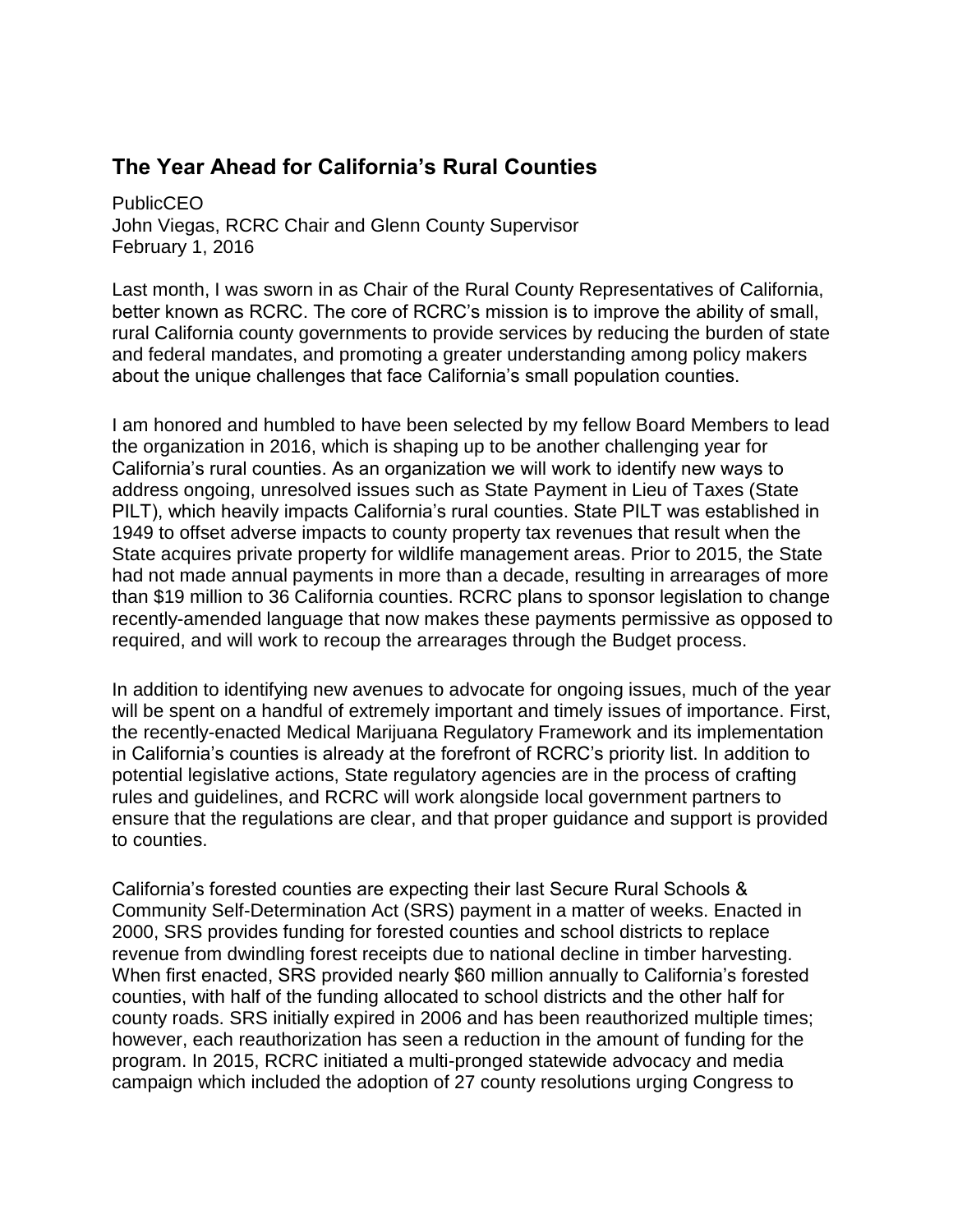## The Year Ahead for California's Rural Counties

PublicCEO
John Viegas, RCRC Chair and Glenn County Supervisor
February 1, 2016

Last month, I was sworn in as Chair of the Rural County Representatives of California, better known as RCRC. The core of RCRC's mission is to improve the ability of small, rural California county governments to provide services by reducing the burden of state and federal mandates, and promoting a greater understanding among policy makers about the unique challenges that face California's small population counties.

I am honored and humbled to have been selected by my fellow Board Members to lead the organization in 2016, which is shaping up to be another challenging year for California's rural counties. As an organization we will work to identify new ways to address ongoing, unresolved issues such as State Payment in Lieu of Taxes (State PILT), which heavily impacts California's rural counties. State PILT was established in 1949 to offset adverse impacts to county property tax revenues that result when the State acquires private property for wildlife management areas. Prior to 2015, the State had not made annual payments in more than a decade, resulting in arrearages of more than $19 million to 36 California counties. RCRC plans to sponsor legislation to change recently-amended language that now makes these payments permissive as opposed to required, and will work to recoup the arrearages through the Budget process.

In addition to identifying new avenues to advocate for ongoing issues, much of the year will be spent on a handful of extremely important and timely issues of importance. First, the recently-enacted Medical Marijuana Regulatory Framework and its implementation in California's counties is already at the forefront of RCRC's priority list. In addition to potential legislative actions, State regulatory agencies are in the process of crafting rules and guidelines, and RCRC will work alongside local government partners to ensure that the regulations are clear, and that proper guidance and support is provided to counties.

California's forested counties are expecting their last Secure Rural Schools & Community Self-Determination Act (SRS) payment in a matter of weeks. Enacted in 2000, SRS provides funding for forested counties and school districts to replace revenue from dwindling forest receipts due to national decline in timber harvesting. When first enacted, SRS provided nearly $60 million annually to California's forested counties, with half of the funding allocated to school districts and the other half for county roads. SRS initially expired in 2006 and has been reauthorized multiple times; however, each reauthorization has seen a reduction in the amount of funding for the program. In 2015, RCRC initiated a multi-pronged statewide advocacy and media campaign which included the adoption of 27 county resolutions urging Congress to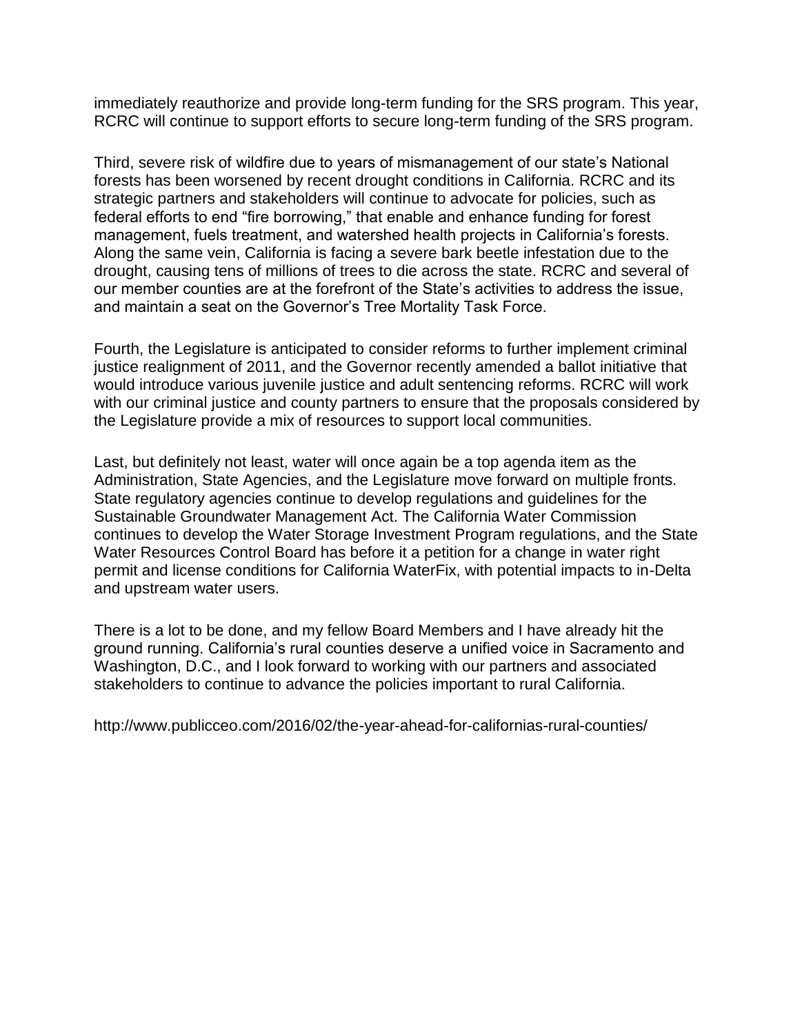immediately reauthorize and provide long-term funding for the SRS program. This year, RCRC will continue to support efforts to secure long-term funding of the SRS program.

Third, severe risk of wildfire due to years of mismanagement of our state's National forests has been worsened by recent drought conditions in California. RCRC and its strategic partners and stakeholders will continue to advocate for policies, such as federal efforts to end "fire borrowing," that enable and enhance funding for forest management, fuels treatment, and watershed health projects in California's forests. Along the same vein, California is facing a severe bark beetle infestation due to the drought, causing tens of millions of trees to die across the state. RCRC and several of our member counties are at the forefront of the State's activities to address the issue, and maintain a seat on the Governor's Tree Mortality Task Force.

Fourth, the Legislature is anticipated to consider reforms to further implement criminal justice realignment of 2011, and the Governor recently amended a ballot initiative that would introduce various juvenile justice and adult sentencing reforms. RCRC will work with our criminal justice and county partners to ensure that the proposals considered by the Legislature provide a mix of resources to support local communities.

Last, but definitely not least, water will once again be a top agenda item as the Administration, State Agencies, and the Legislature move forward on multiple fronts. State regulatory agencies continue to develop regulations and guidelines for the Sustainable Groundwater Management Act. The California Water Commission continues to develop the Water Storage Investment Program regulations, and the State Water Resources Control Board has before it a petition for a change in water right permit and license conditions for California WaterFix, with potential impacts to in-Delta and upstream water users.

There is a lot to be done, and my fellow Board Members and I have already hit the ground running. California's rural counties deserve a unified voice in Sacramento and Washington, D.C., and I look forward to working with our partners and associated stakeholders to continue to advance the policies important to rural California.

http://www.publicceo.com/2016/02/the-year-ahead-for-californias-rural-counties/